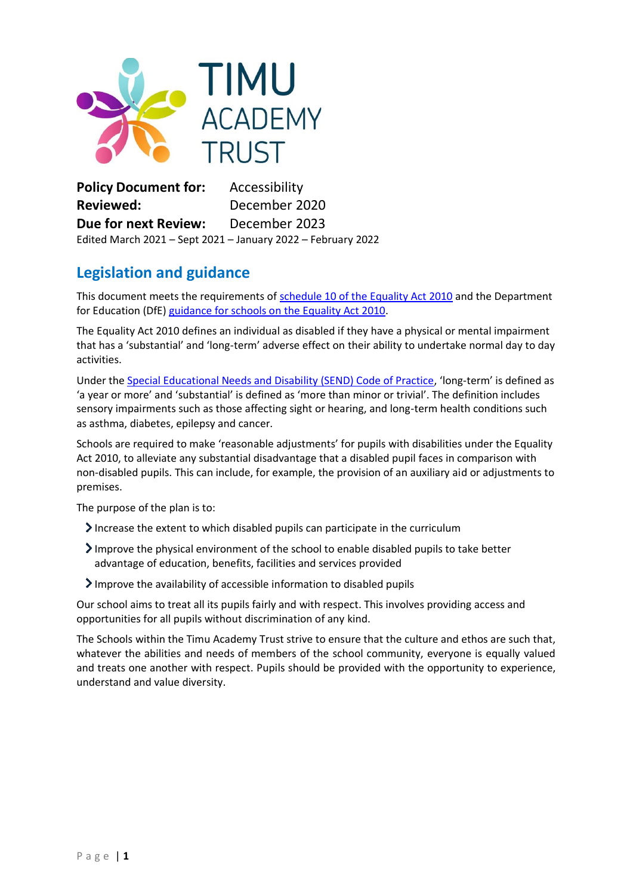**Policy Document for:** Accessibility
**Reviewed:** December 2020
**Due for next Review:** December 2023
Edited March 2021 – Sept 2021 – January 2022 – February 2022

## Legislation and guidance

This document meets the requirements of [schedule 10 of the Equality Act 2010] and the Department for Education (DfE) [guidance for schools on the Equality Act 2010].

The Equality Act 2010 defines an individual as disabled if they have a physical or mental impairment that has a 'substantial' and 'long-term' adverse effect on their ability to undertake normal day to day activities.

Under the [Special Educational Needs and Disability (SEND) Code of Practice], 'long-term' is defined as 'a year or more' and 'substantial' is defined as 'more than minor or trivial'. The definition includes sensory impairments such as those affecting sight or hearing, and long-term health conditions such as asthma, diabetes, epilepsy and cancer.

Schools are required to make 'reasonable adjustments' for pupils with disabilities under the Equality Act 2010, to alleviate any substantial disadvantage that a disabled pupil faces in comparison with non-disabled pupils. This can include, for example, the provision of an auxiliary aid or adjustments to premises.

The purpose of the plan is to:

- Increase the extent to which disabled pupils can participate in the curriculum
- Improve the physical environment of the school to enable disabled pupils to take better advantage of education, benefits, facilities and services provided
- Improve the availability of accessible information to disabled pupils

Our school aims to treat all its pupils fairly and with respect. This involves providing access and opportunities for all pupils without discrimination of any kind.

The Schools within the Timu Academy Trust strive to ensure that the culture and ethos are such that, whatever the abilities and needs of members of the school community, everyone is equally valued and treats one another with respect. Pupils should be provided with the opportunity to experience, understand and value diversity.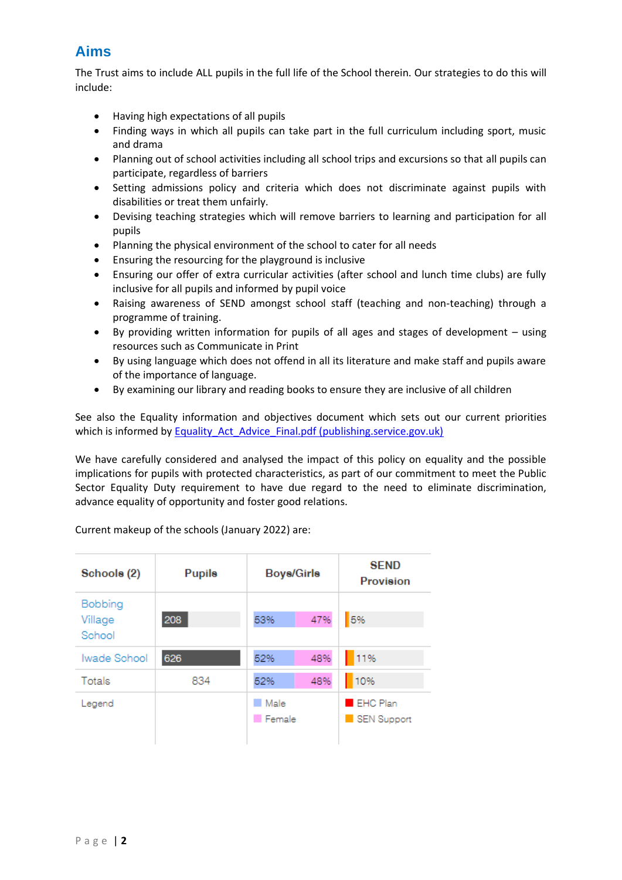## Aims

The Trust aims to include ALL pupils in the full life of the School therein. Our strategies to do this will include:

- Having high expectations of all pupils
- Finding ways in which all pupils can take part in the full curriculum including sport, music and drama
- Planning out of school activities including all school trips and excursions so that all pupils can participate, regardless of barriers
- Setting admissions policy and criteria which does not discriminate against pupils with disabilities or treat them unfairly.
- Devising teaching strategies which will remove barriers to learning and participation for all pupils
- Planning the physical environment of the school to cater for all needs
- Ensuring the resourcing for the playground is inclusive
- Ensuring our offer of extra curricular activities (after school and lunch time clubs) are fully inclusive for all pupils and informed by pupil voice
- Raising awareness of SEND amongst school staff (teaching and non-teaching) through a programme of training.
- By providing written information for pupils of all ages and stages of development – using resources such as Communicate in Print
- By using language which does not offend in all its literature and make staff and pupils aware of the importance of language.
- By examining our library and reading books to ensure they are inclusive of all children

See also the Equality information and objectives document which sets out our current priorities which is informed by [Equality_Act_Advice_Final.pdf (publishing.service.gov.uk)]

We have carefully considered and analysed the impact of this policy on equality and the possible implications for pupils with protected characteristics, as part of our commitment to meet the Public Sector Equality Duty requirement to have due regard to the need to eliminate discrimination, advance equality of opportunity and foster good relations.

Current makeup of the schools (January 2022) are:

| Schools (2) | Pupils | Boys/Girls | SEND Provision |
|---|---|---|---|
| Bobbing Village School | 208 | 53% / 47% | 5% |
| Iwade School | 626 | 52% / 48% | 11% |
| Totals | 834 | 52% / 48% | 10% |
| Legend | | Male / Female | EHC Plan / SEN Support |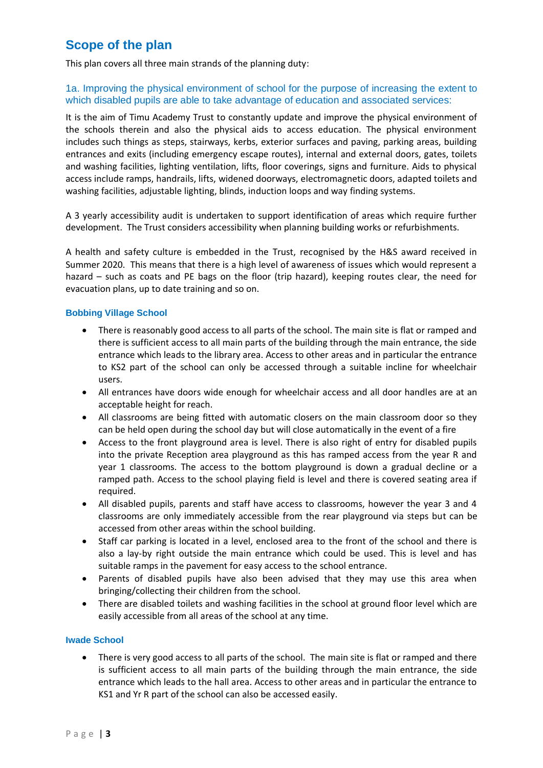## Scope of the plan

This plan covers all three main strands of the planning duty:

### 1a. Improving the physical environment of school for the purpose of increasing the extent to which disabled pupils are able to take advantage of education and associated services:

It is the aim of Timu Academy Trust to constantly update and improve the physical environment of the schools therein and also the physical aids to access education. The physical environment includes such things as steps, stairways, kerbs, exterior surfaces and paving, parking areas, building entrances and exits (including emergency escape routes), internal and external doors, gates, toilets and washing facilities, lighting ventilation, lifts, floor coverings, signs and furniture. Aids to physical access include ramps, handrails, lifts, widened doorways, electromagnetic doors, adapted toilets and washing facilities, adjustable lighting, blinds, induction loops and way finding systems.

A 3 yearly accessibility audit is undertaken to support identification of areas which require further development. The Trust considers accessibility when planning building works or refurbishments.

A health and safety culture is embedded in the Trust, recognised by the H&S award received in Summer 2020. This means that there is a high level of awareness of issues which would represent a hazard – such as coats and PE bags on the floor (trip hazard), keeping routes clear, the need for evacuation plans, up to date training and so on.

#### Bobbing Village School

- There is reasonably good access to all parts of the school. The main site is flat or ramped and there is sufficient access to all main parts of the building through the main entrance, the side entrance which leads to the library area. Access to other areas and in particular the entrance to KS2 part of the school can only be accessed through a suitable incline for wheelchair users.
- All entrances have doors wide enough for wheelchair access and all door handles are at an acceptable height for reach.
- All classrooms are being fitted with automatic closers on the main classroom door so they can be held open during the school day but will close automatically in the event of a fire
- Access to the front playground area is level. There is also right of entry for disabled pupils into the private Reception area playground as this has ramped access from the year R and year 1 classrooms. The access to the bottom playground is down a gradual decline or a ramped path. Access to the school playing field is level and there is covered seating area if required.
- All disabled pupils, parents and staff have access to classrooms, however the year 3 and 4 classrooms are only immediately accessible from the rear playground via steps but can be accessed from other areas within the school building.
- Staff car parking is located in a level, enclosed area to the front of the school and there is also a lay-by right outside the main entrance which could be used. This is level and has suitable ramps in the pavement for easy access to the school entrance.
- Parents of disabled pupils have also been advised that they may use this area when bringing/collecting their children from the school.
- There are disabled toilets and washing facilities in the school at ground floor level which are easily accessible from all areas of the school at any time.

#### Iwade School

- There is very good access to all parts of the school. The main site is flat or ramped and there is sufficient access to all main parts of the building through the main entrance, the side entrance which leads to the hall area. Access to other areas and in particular the entrance to KS1 and Yr R part of the school can also be accessed easily.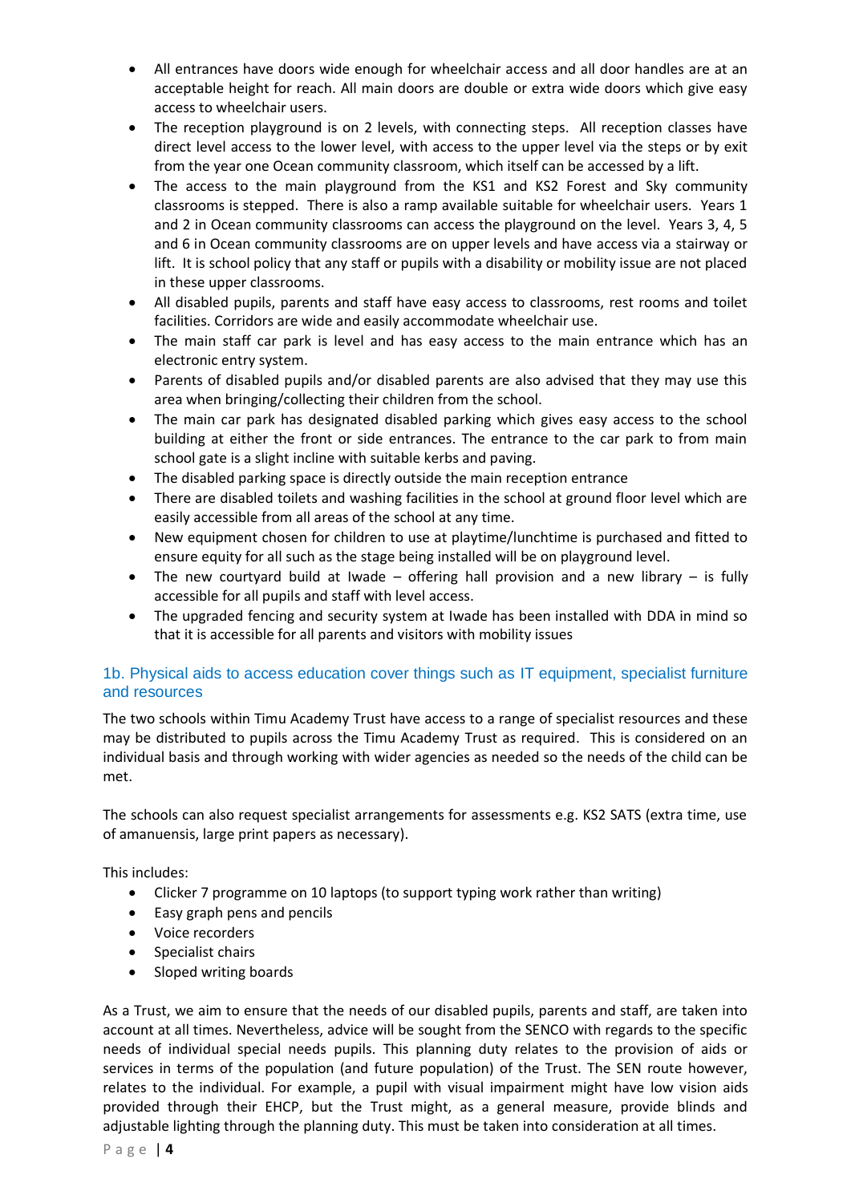- All entrances have doors wide enough for wheelchair access and all door handles are at an acceptable height for reach. All main doors are double or extra wide doors which give easy access to wheelchair users.
- The reception playground is on 2 levels, with connecting steps. All reception classes have direct level access to the lower level, with access to the upper level via the steps or by exit from the year one Ocean community classroom, which itself can be accessed by a lift.
- The access to the main playground from the KS1 and KS2 Forest and Sky community classrooms is stepped. There is also a ramp available suitable for wheelchair users. Years 1 and 2 in Ocean community classrooms can access the playground on the level. Years 3, 4, 5 and 6 in Ocean community classrooms are on upper levels and have access via a stairway or lift. It is school policy that any staff or pupils with a disability or mobility issue are not placed in these upper classrooms.
- All disabled pupils, parents and staff have easy access to classrooms, rest rooms and toilet facilities. Corridors are wide and easily accommodate wheelchair use.
- The main staff car park is level and has easy access to the main entrance which has an electronic entry system.
- Parents of disabled pupils and/or disabled parents are also advised that they may use this area when bringing/collecting their children from the school.
- The main car park has designated disabled parking which gives easy access to the school building at either the front or side entrances. The entrance to the car park to from main school gate is a slight incline with suitable kerbs and paving.
- The disabled parking space is directly outside the main reception entrance
- There are disabled toilets and washing facilities in the school at ground floor level which are easily accessible from all areas of the school at any time.
- New equipment chosen for children to use at playtime/lunchtime is purchased and fitted to ensure equity for all such as the stage being installed will be on playground level.
- The new courtyard build at Iwade – offering hall provision and a new library – is fully accessible for all pupils and staff with level access.
- The upgraded fencing and security system at Iwade has been installed with DDA in mind so that it is accessible for all parents and visitors with mobility issues

### 1b. Physical aids to access education cover things such as IT equipment, specialist furniture and resources

The two schools within Timu Academy Trust have access to a range of specialist resources and these may be distributed to pupils across the Timu Academy Trust as required. This is considered on an individual basis and through working with wider agencies as needed so the needs of the child can be met.

The schools can also request specialist arrangements for assessments e.g. KS2 SATS (extra time, use of amanuensis, large print papers as necessary).

This includes:

- Clicker 7 programme on 10 laptops (to support typing work rather than writing)
- Easy graph pens and pencils
- Voice recorders
- Specialist chairs
- Sloped writing boards

As a Trust, we aim to ensure that the needs of our disabled pupils, parents and staff, are taken into account at all times. Nevertheless, advice will be sought from the SENCO with regards to the specific needs of individual special needs pupils. This planning duty relates to the provision of aids or services in terms of the population (and future population) of the Trust. The SEN route however, relates to the individual. For example, a pupil with visual impairment might have low vision aids provided through their EHCP, but the Trust might, as a general measure, provide blinds and adjustable lighting through the planning duty. This must be taken into consideration at all times.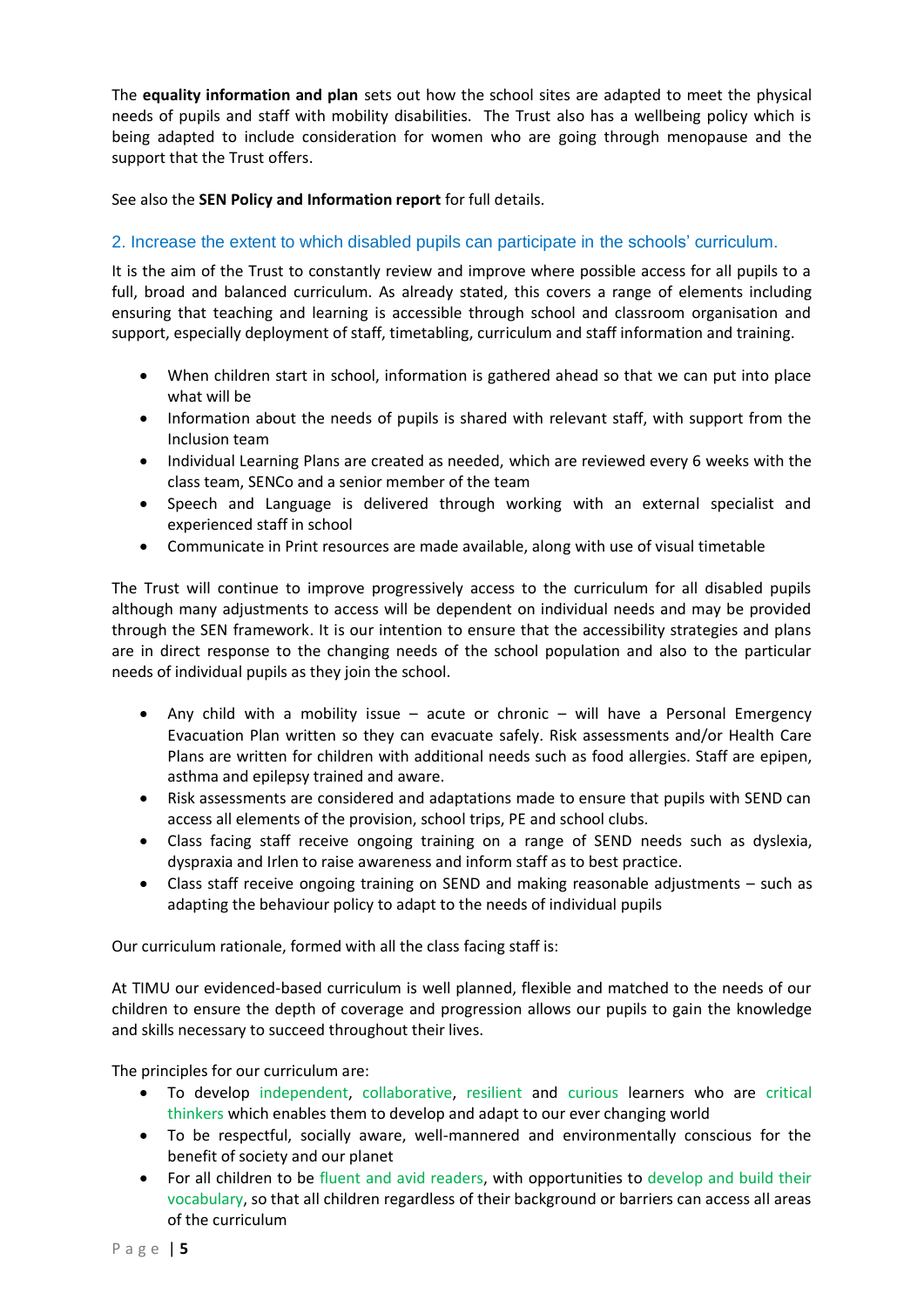The **equality information and plan** sets out how the school sites are adapted to meet the physical needs of pupils and staff with mobility disabilities. The Trust also has a wellbeing policy which is being adapted to include consideration for women who are going through menopause and the support that the Trust offers.

See also the **SEN Policy and Information report** for full details.

## 2. Increase the extent to which disabled pupils can participate in the schools' curriculum.

It is the aim of the Trust to constantly review and improve where possible access for all pupils to a full, broad and balanced curriculum. As already stated, this covers a range of elements including ensuring that teaching and learning is accessible through school and classroom organisation and support, especially deployment of staff, timetabling, curriculum and staff information and training.

- When children start in school, information is gathered ahead so that we can put into place what will be
- Information about the needs of pupils is shared with relevant staff, with support from the Inclusion team
- Individual Learning Plans are created as needed, which are reviewed every 6 weeks with the class team, SENCo and a senior member of the team
- Speech and Language is delivered through working with an external specialist and experienced staff in school
- Communicate in Print resources are made available, along with use of visual timetable

The Trust will continue to improve progressively access to the curriculum for all disabled pupils although many adjustments to access will be dependent on individual needs and may be provided through the SEN framework. It is our intention to ensure that the accessibility strategies and plans are in direct response to the changing needs of the school population and also to the particular needs of individual pupils as they join the school.

- Any child with a mobility issue – acute or chronic – will have a Personal Emergency Evacuation Plan written so they can evacuate safely. Risk assessments and/or Health Care Plans are written for children with additional needs such as food allergies. Staff are epipen, asthma and epilepsy trained and aware.
- Risk assessments are considered and adaptations made to ensure that pupils with SEND can access all elements of the provision, school trips, PE and school clubs.
- Class facing staff receive ongoing training on a range of SEND needs such as dyslexia, dyspraxia and Irlen to raise awareness and inform staff as to best practice.
- Class staff receive ongoing training on SEND and making reasonable adjustments – such as adapting the behaviour policy to adapt to the needs of individual pupils

Our curriculum rationale, formed with all the class facing staff is:

At TIMU our evidenced-based curriculum is well planned, flexible and matched to the needs of our children to ensure the depth of coverage and progression allows our pupils to gain the knowledge and skills necessary to succeed throughout their lives.

The principles for our curriculum are:

- To develop independent, collaborative, resilient and curious learners who are critical thinkers which enables them to develop and adapt to our ever changing world
- To be respectful, socially aware, well-mannered and environmentally conscious for the benefit of society and our planet
- For all children to be fluent and avid readers, with opportunities to develop and build their vocabulary, so that all children regardless of their background or barriers can access all areas of the curriculum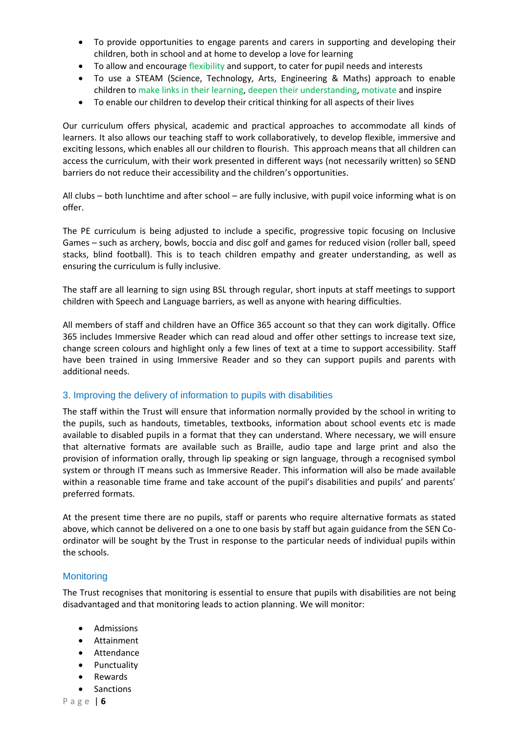- To provide opportunities to engage parents and carers in supporting and developing their children, both in school and at home to develop a love for learning
- To allow and encourage flexibility and support, to cater for pupil needs and interests
- To use a STEAM (Science, Technology, Arts, Engineering & Maths) approach to enable children to make links in their learning, deepen their understanding, motivate and inspire
- To enable our children to develop their critical thinking for all aspects of their lives

Our curriculum offers physical, academic and practical approaches to accommodate all kinds of learners. It also allows our teaching staff to work collaboratively, to develop flexible, immersive and exciting lessons, which enables all our children to flourish. This approach means that all children can access the curriculum, with their work presented in different ways (not necessarily written) so SEND barriers do not reduce their accessibility and the children's opportunities.

All clubs – both lunchtime and after school – are fully inclusive, with pupil voice informing what is on offer.

The PE curriculum is being adjusted to include a specific, progressive topic focusing on Inclusive Games – such as archery, bowls, boccia and disc golf and games for reduced vision (roller ball, speed stacks, blind football). This is to teach children empathy and greater understanding, as well as ensuring the curriculum is fully inclusive.

The staff are all learning to sign using BSL through regular, short inputs at staff meetings to support children with Speech and Language barriers, as well as anyone with hearing difficulties.

All members of staff and children have an Office 365 account so that they can work digitally. Office 365 includes Immersive Reader which can read aloud and offer other settings to increase text size, change screen colours and highlight only a few lines of text at a time to support accessibility. Staff have been trained in using Immersive Reader and so they can support pupils and parents with additional needs.

## 3. Improving the delivery of information to pupils with disabilities

The staff within the Trust will ensure that information normally provided by the school in writing to the pupils, such as handouts, timetables, textbooks, information about school events etc is made available to disabled pupils in a format that they can understand. Where necessary, we will ensure that alternative formats are available such as Braille, audio tape and large print and also the provision of information orally, through lip speaking or sign language, through a recognised symbol system or through IT means such as Immersive Reader. This information will also be made available within a reasonable time frame and take account of the pupil's disabilities and pupils' and parents' preferred formats.

At the present time there are no pupils, staff or parents who require alternative formats as stated above, which cannot be delivered on a one to one basis by staff but again guidance from the SEN Co-ordinator will be sought by the Trust in response to the particular needs of individual pupils within the schools.

## Monitoring

The Trust recognises that monitoring is essential to ensure that pupils with disabilities are not being disadvantaged and that monitoring leads to action planning. We will monitor:

- Admissions
- Attainment
- Attendance
- Punctuality
- Rewards
- Sanctions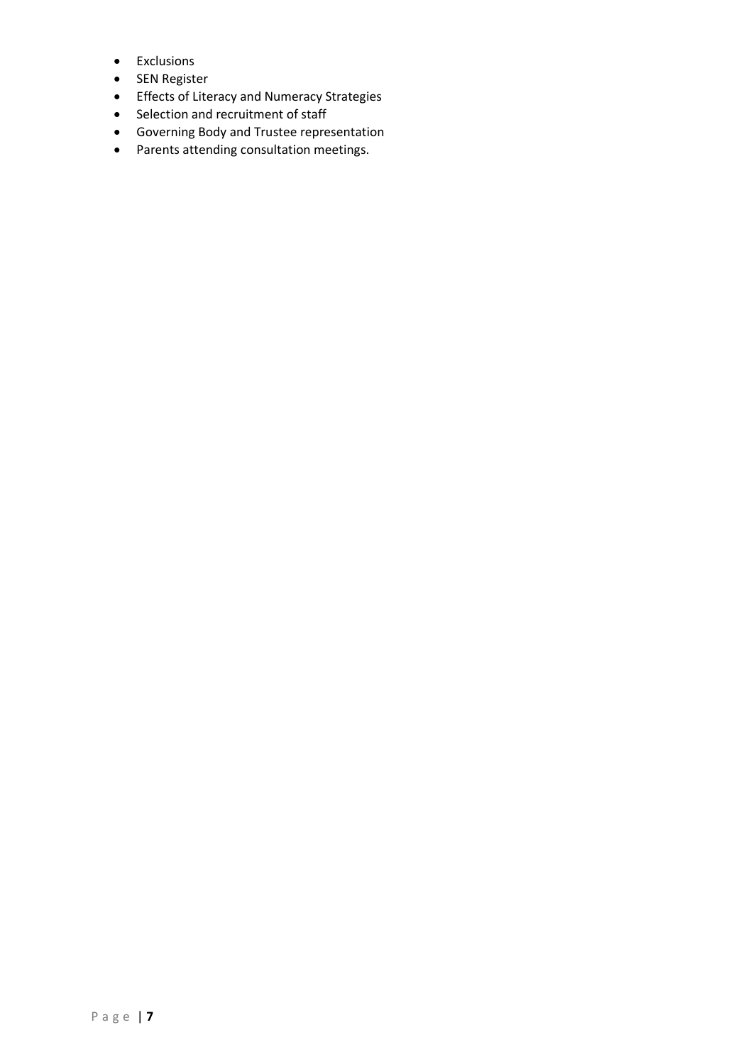- Exclusions
- SEN Register
- Effects of Literacy and Numeracy Strategies
- Selection and recruitment of staff
- Governing Body and Trustee representation
- Parents attending consultation meetings.